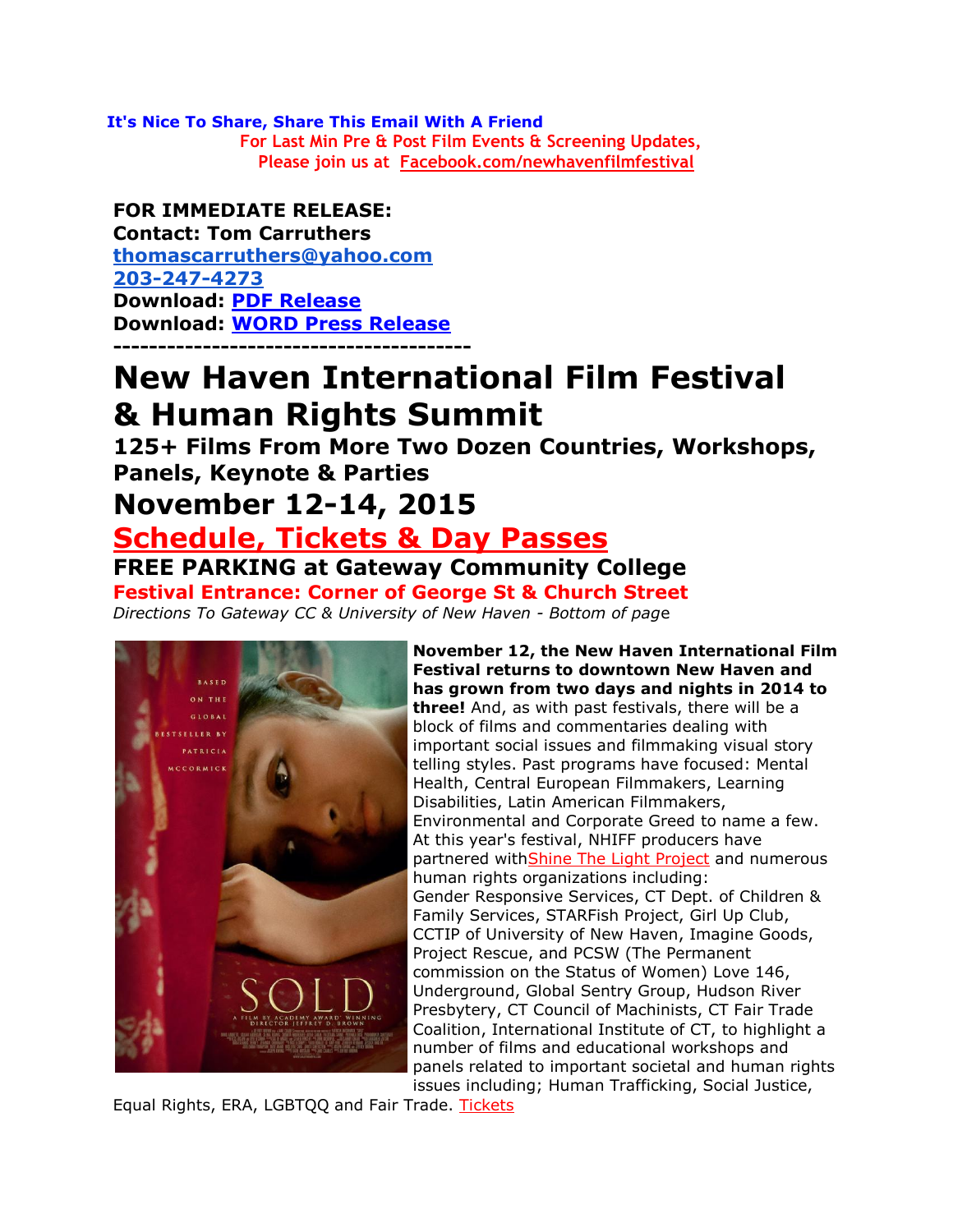**It's Nice To Share, Share This Email With A Friend**

**For Last Min Pre & Post Film Events & Screening Updates, Please join us at [Facebook.com/newhavenfilmfestival]**

**FOR IMMEDIATE RELEASE:**
**Contact: Tom Carruthers**
**thomascarruthers@yahoo.com**
**203-247-4273**
**Download: PDF Release**
**Download: WORD Press Release**

---

# New Haven International Film Festival & Human Rights Summit

### 125+ Films From More Two Dozen Countries, Workshops, Panels, Keynote & Parties

## November 12-14, 2015

## Schedule, Tickets & Day Passes

### FREE PARKING at Gateway Community College

### Festival Entrance: Corner of George St & Church Street

*Directions To Gateway CC & University of New Haven - Bottom of page*

**November 12, the New Haven International Film Festival returns to downtown New Haven and has grown from two days and nights in 2014 to three!** And, as with past festivals, there will be a block of films and commentaries dealing with important social issues and filmmaking visual story telling styles. Past programs have focused: Mental Health, Central European Filmmakers, Learning Disabilities, Latin American Filmmakers, Environmental and Corporate Greed to name a few. At this year's festival, NHIFF producers have partnered withShine The Light Project and numerous human rights organizations including: Gender Responsive Services, CT Dept. of Children & Family Services, STARFish Project, Girl Up Club, CCTIP of University of New Haven, Imagine Goods, Project Rescue, and PCSW (The Permanent commission on the Status of Women) Love 146, Underground, Global Sentry Group, Hudson River Presbytery, CT Council of Machinists, CT Fair Trade Coalition, International Institute of CT, to highlight a number of films and educational workshops and panels related to important societal and human rights issues including; Human Trafficking, Social Justice, Equal Rights, ERA, LGBTQQ and Fair Trade. Tickets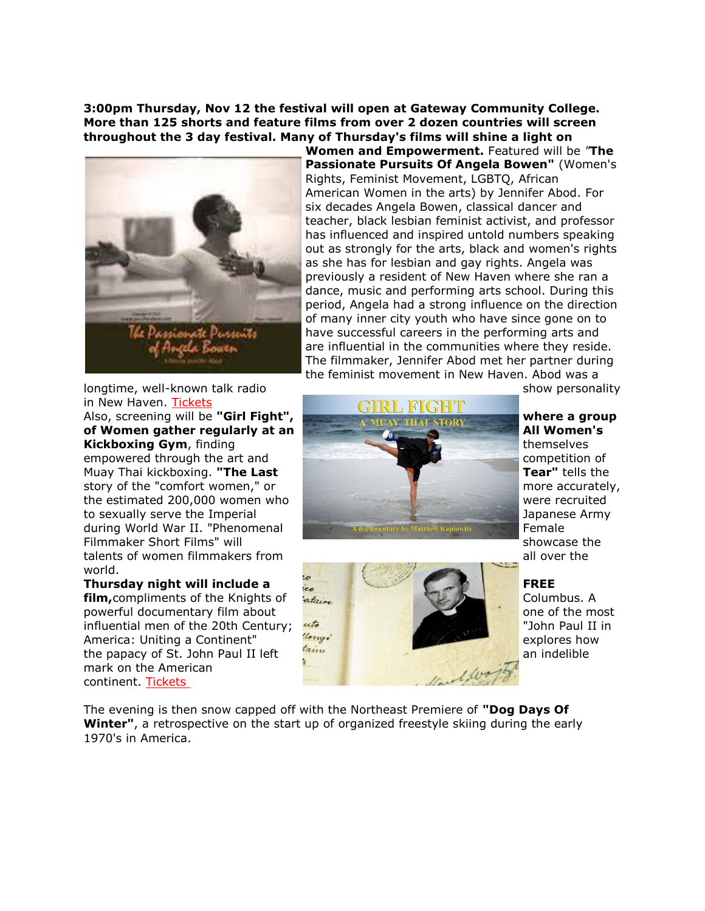**3:00pm Thursday, Nov 12 the festival will open at Gateway Community College. More than 125 shorts and feature films from over 2 dozen countries will screen throughout the 3 day festival. Many of Thursday's films will shine a light on Women and Empowerment.** Featured will be "**The Passionate Pursuits Of Angela Bowen"** (Women's Rights, Feminist Movement, LGBTQ, African American Women in the arts) by Jennifer Abod. For six decades Angela Bowen, classical dancer and teacher, black lesbian feminist activist, and professor has influenced and inspired untold numbers speaking out as strongly for the arts, black and women's rights as she has for lesbian and gay rights. Angela was previously a resident of New Haven where she ran a dance, music and performing arts school. During this period, Angela had a strong influence on the direction of many inner city youth who have since gone on to have successful careers in the performing arts and are influential in the communities where they reside. The filmmaker, Jennifer Abod met her partner during the feminist movement in New Haven. Abod was a longtime, well-known talk radio show personality in New Haven. Tickets

Also, screening will be **"Girl Fight", where a group of Women gather regularly at an All Women's Kickboxing Gym**, finding themselves empowered through the art and competition of Muay Thai kickboxing. **"The Last Tear"** tells the story of the "comfort women," or more accurately, the estimated 200,000 women who were recruited to sexually serve the Imperial Japanese Army during World War II. "Phenomenal Female Filmmaker Short Films" will showcase the talents of women filmmakers from all over the world.

**Thursday night will include a FREE film,** compliments of the Knights of Columbus. A powerful documentary film about one of the most influential men of the 20th Century; "John Paul II in America: Uniting a Continent" explores how the papacy of St. John Paul II left an indelible mark on the American continent. Tickets

The evening is then snow capped off with the Northeast Premiere of **"Dog Days Of Winter"**, a retrospective on the start up of organized freestyle skiing during the early 1970's in America.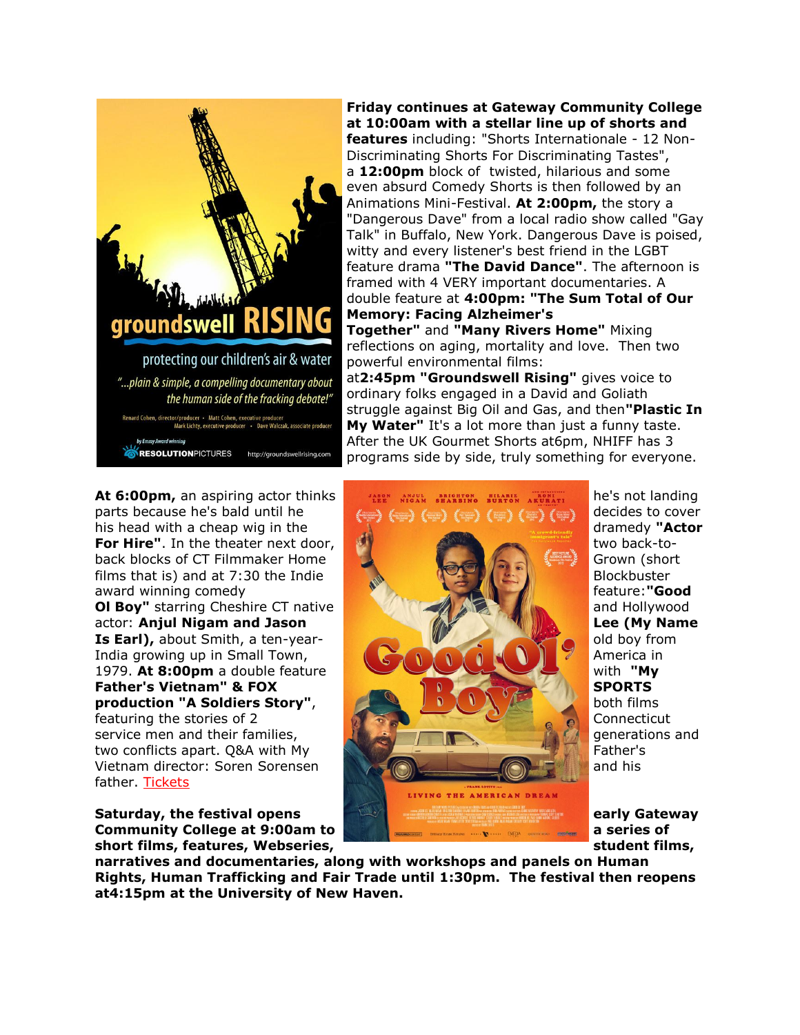**Friday continues at Gateway Community College at 10:00am with a stellar line up of shorts and features** including: "Shorts Internationale - 12 Non-Discriminating Shorts For Discriminating Tastes", a **12:00pm** block of twisted, hilarious and some even absurd Comedy Shorts is then followed by an Animations Mini-Festival. **At 2:00pm,** the story a "Dangerous Dave" from a local radio show called "Gay Talk" in Buffalo, New York. Dangerous Dave is poised, witty and every listener's best friend in the LGBT feature drama **"The David Dance"**. The afternoon is framed with 4 VERY important documentaries. A double feature at **4:00pm: "The Sum Total of Our Memory: Facing Alzheimer's Together"** and **"Many Rivers Home"** Mixing reflections on aging, mortality and love. Then two powerful environmental films: at**2:45pm "Groundswell Rising"** gives voice to ordinary folks engaged in a David and Goliath struggle against Big Oil and Gas, and then**"Plastic In My Water"** It's a lot more than just a funny taste. After the UK Gourmet Shorts at6pm, NHIFF has 3 programs side by side, truly something for everyone.

**At 6:00pm,** an aspiring actor thinks he's not landing parts because he's bald until he decides to cover his head with a cheap wig in the dramedy **"Actor For Hire"**. In the theater next door, two back-to-back blocks of CT Filmmaker Home Grown (short films that is) and at 7:30 the Indie Blockbuster award winning comedy feature:**"Good Ol Boy"** starring Cheshire CT native and Hollywood actor: **Anjul Nigam and Jason Lee (My Name Is Earl),** about Smith, a ten-year-old boy from India growing up in Small Town, America in 1979. **At 8:00pm** a double feature with **"My Father's Vietnam" & FOX SPORTS production "A Soldiers Story"**, both films featuring the stories of 2 Connecticut service men and their families, generations and two conflicts apart. Q&A with My Father's Vietnam director: Soren Sorensen and his father. Tickets

**Saturday, the festival opens early Gateway Community College at 9:00am to a series of short films, features, Webseries, student films, narratives and documentaries, along with workshops and panels on Human Rights, Human Trafficking and Fair Trade until 1:30pm. The festival then reopens at4:15pm at the University of New Haven.**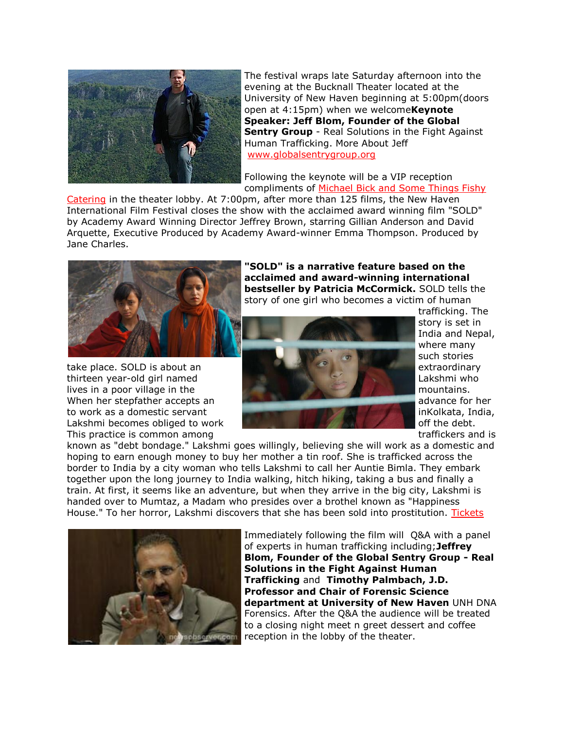The festival wraps late Saturday afternoon into the evening at the Bucknall Theater located at the University of New Haven beginning at 5:00pm(doors open at 4:15pm) when we welcome**Keynote Speaker: Jeff Blom, Founder of the Global Sentry Group** - Real Solutions in the Fight Against Human Trafficking. More About Jeff www.globalsentrygroup.org

Following the keynote will be a VIP reception compliments of Michael Bick and Some Things Fishy Catering in the theater lobby. At 7:00pm, after more than 125 films, the New Haven International Film Festival closes the show with the acclaimed award winning film "SOLD" by Academy Award Winning Director Jeffrey Brown, starring Gillian Anderson and David Arquette, Executive Produced by Academy Award-winner Emma Thompson. Produced by Jane Charles.

**"SOLD" is a narrative feature based on the acclaimed and award-winning international bestseller by Patricia McCormick.** SOLD tells the story of one girl who becomes a victim of human trafficking. The story is set in India and Nepal, where many such stories take place. SOLD is about an extraordinary thirteen year-old girl named Lakshmi who lives in a poor village in the mountains. When her stepfather accepts an advance for her to work as a domestic servant inKolkata, India, Lakshmi becomes obliged to work off the debt. This practice is common among traffickers and is known as "debt bondage." Lakshmi goes willingly, believing she will work as a domestic and hoping to earn enough money to buy her mother a tin roof. She is trafficked across the border to India by a city woman who tells Lakshmi to call her Auntie Bimla. They embark together upon the long journey to India walking, hitch hiking, taking a bus and finally a train. At first, it seems like an adventure, but when they arrive in the big city, Lakshmi is handed over to Mumtaz, a Madam who presides over a brothel known as "Happiness House." To her horror, Lakshmi discovers that she has been sold into prostitution. Tickets

Immediately following the film will  Q&A with a panel of experts in human trafficking including;**Jeffrey Blom, Founder of the Global Sentry Group - Real Solutions in the Fight Against Human Trafficking** and **Timothy Palmbach, J.D. Professor and Chair of Forensic Science department at University of New Haven** UNH DNA Forensics. After the Q&A the audience will be treated to a closing night meet n greet dessert and coffee reception in the lobby of the theater.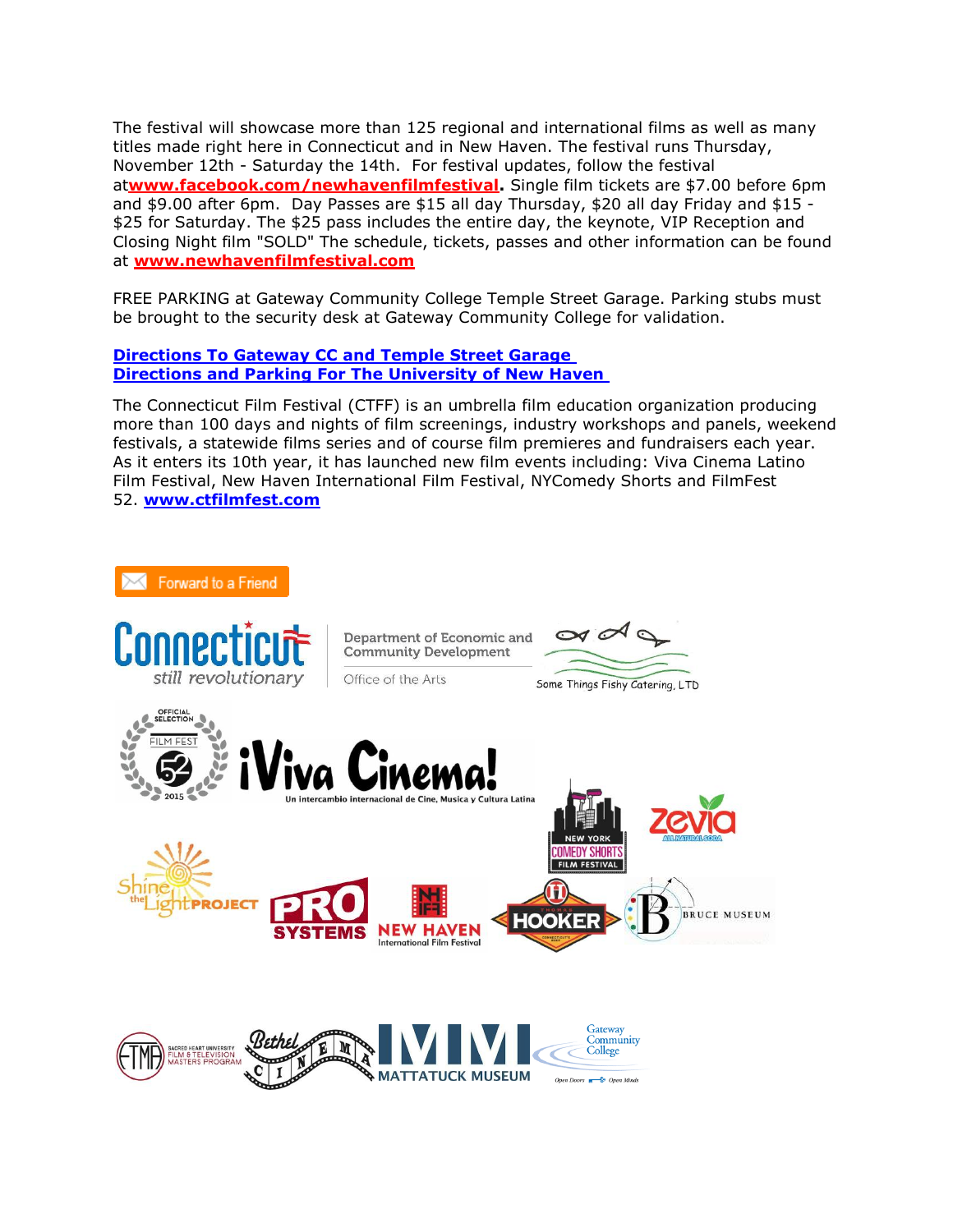The festival will showcase more than 125 regional and international films as well as many titles made right here in Connecticut and in New Haven. The festival runs Thursday, November 12th - Saturday the 14th. For festival updates, follow the festival at**www.facebook.com/newhavenfilmfestival.** Single film tickets are $7.00 before 6pm and $9.00 after 6pm. Day Passes are $15 all day Thursday, $20 all day Friday and $15 - $25 for Saturday. The $25 pass includes the entire day, the keynote, VIP Reception and Closing Night film "SOLD" The schedule, tickets, passes and other information can be found at **www.newhavenfilmfestival.com**

FREE PARKING at Gateway Community College Temple Street Garage. Parking stubs must be brought to the security desk at Gateway Community College for validation.

**Directions To Gateway CC and Temple Street Garage**
**Directions and Parking For The University of New Haven**

The Connecticut Film Festival (CTFF) is an umbrella film education organization producing more than 100 days and nights of film screenings, industry workshops and panels, weekend festivals, a statewide films series and of course film premieres and fundraisers each year. As it enters its 10th year, it has launched new film events including: Viva Cinema Latino Film Festival, New Haven International Film Festival, NYComedy Shorts and FilmFest 52. **www.ctfilmfest.com**

Forward to a Friend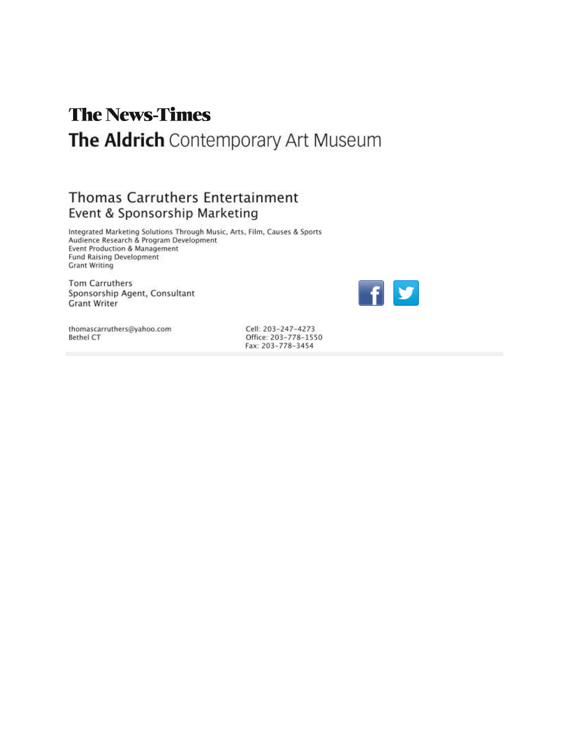**The News-Times**

**The Aldrich** Contemporary Art Museum

## Thomas Carruthers Entertainment
### Event & Sponsorship Marketing

Integrated Marketing Solutions Through Music, Arts, Film, Causes & Sports
Audience Research & Program Development
Event Production & Management
Fund Raising Development
Grant Writing

Tom Carruthers
Sponsorship Agent, Consultant
Grant Writer

thomascarruthers@yahoo.com
Bethel CT

Cell: 203-247-4273
Office: 203-778-1550
Fax: 203-778-3454